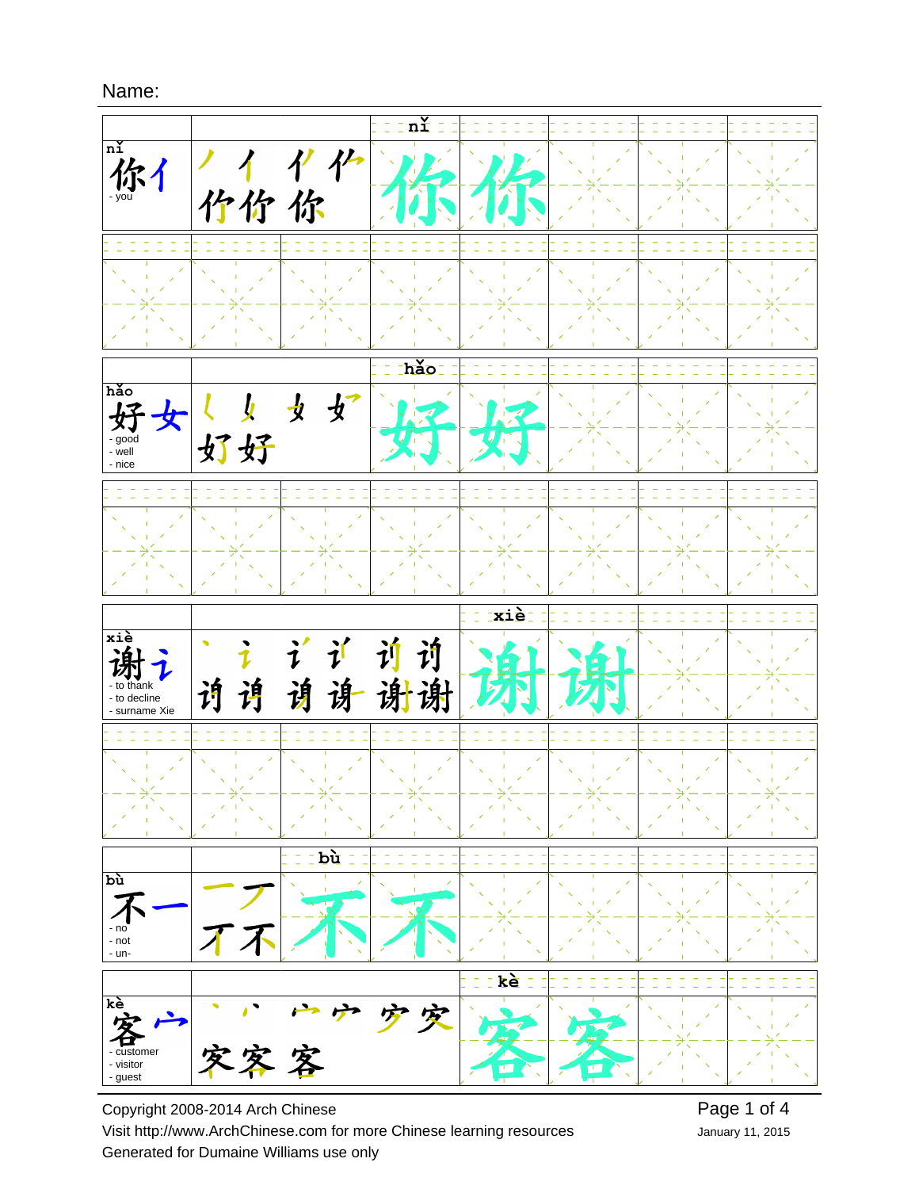Name:

| Character | Stroke order | Practice |
| --- | --- | --- |
| nǐ 你 亻 - you | 丿 亻 亻' 亻' 价 价 你 | nǐ 你 你 |
| hǎo 好 女 - good - well - nice | ㄑ 夂 女 女 好 好 | hǎo 好 好 |
| xiè 谢 讠 - to thank - to decline - surname Xie | 丶 讠 讠' 讠' 讠' 讠' 讠' 讠' 讠' 讠' 谢 谢 | xiè 谢 谢 |
| bù 不 一 - no - not - un- | 一 丆 不 不 | bù 不 不 |
| kè 客 宀 - customer - visitor - guest | 丶 丶 宀 宀 宀 宀 客 客 客 | kè 客 客 |

Copyright 2008-2014 Arch Chinese

Visit http://www.ArchChinese.com for more Chinese learning resources

Generated for Dumaine Williams use only

January 11, 2015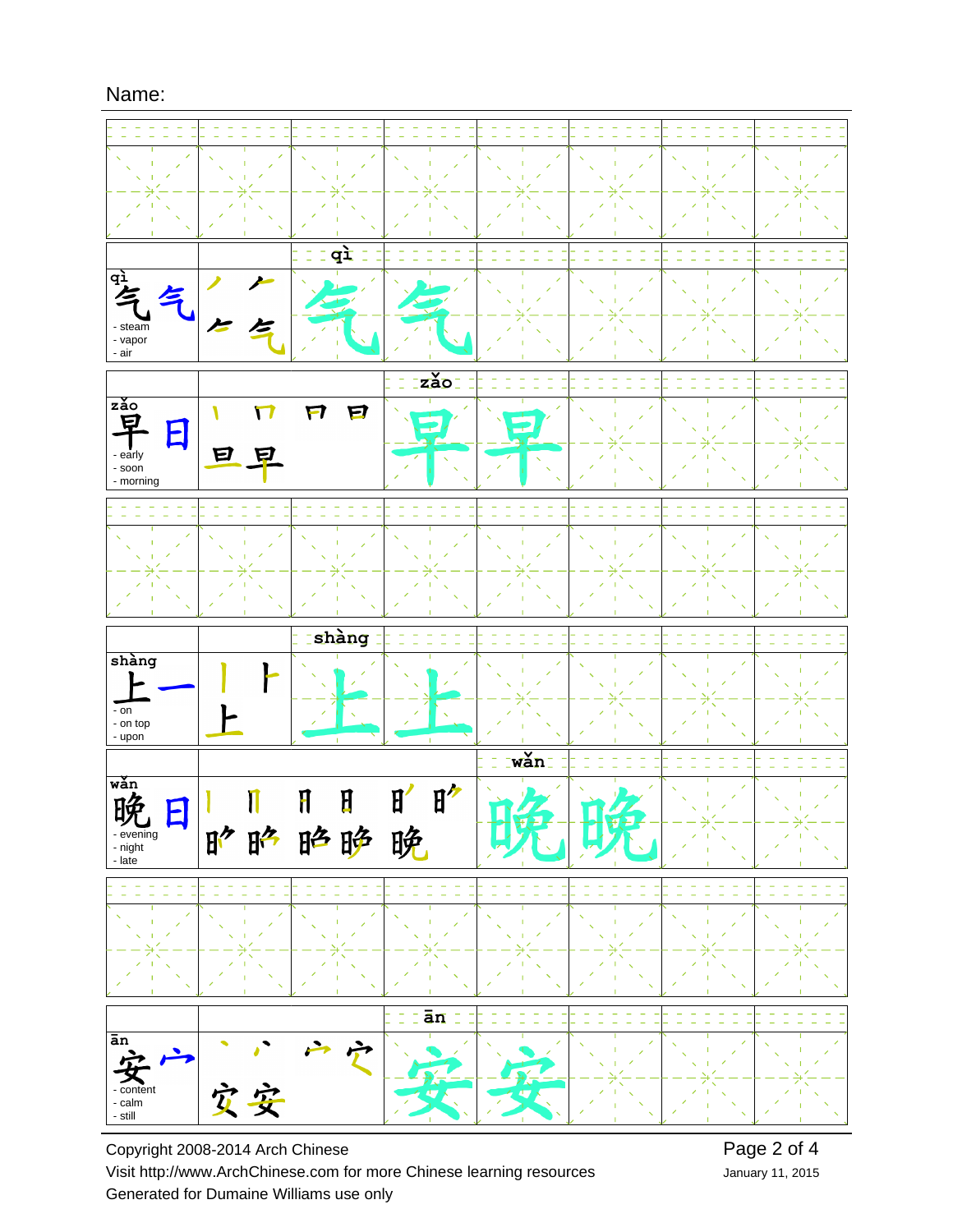Name:

| | | | | | | | |
|---|---|---|---|---|---|---|---|
| | | | | | | | |
| qì 气 气 - steam - vapor - air | ノ ⺈ ⺊ 气 | qì 气 | 气 | | | | |
| zǎo 早 日 - early - soon - morning | 丨 冂 日 日 旦 早 | | zǎo 早 | 早 | | | |
| | | | | | | | |
| shàng 上 一 - on - on top - upon | 丨 卜 上 | shàng 上 | 上 | | | | |
| wǎn 晚 日 - evening - night - late | 丨 冂 日 日 日' 日⺈ 日⺈ 晄 晄 晚 晚 | | | wǎn 晚 | 晚 | | |
| | | | | | | | |
| ān 安 宀 - content - calm - still | 丶 丶 宀 它 安 安 | | ān 安 | 安 | | | |

Copyright 2008-2014 Arch Chinese
Visit http://www.ArchChinese.com for more Chinese learning resources
Generated for Dumaine Williams use only

January 11, 2015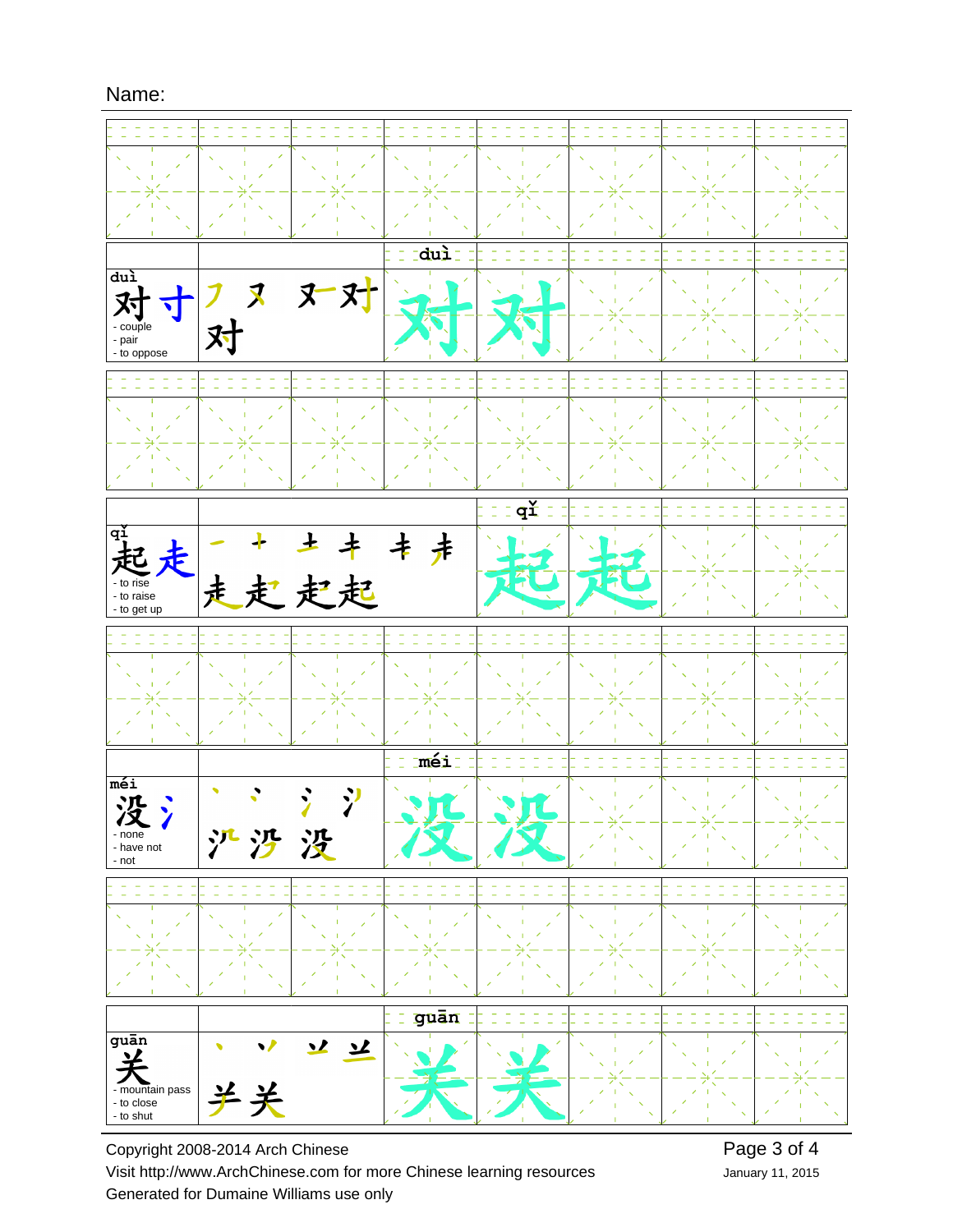Name:

| | | | | |
|---|---|---|---|---|
| duì<br>对 寸<br>- couple<br>- pair<br>- to oppose | ㇇ 又 又一 对 对 | duì<br>对 | 对 | |
| qǐ<br>起 走<br>- to rise<br>- to raise<br>- to get up | 一 十 土 丰 丰 未 走 走 走 起 | qǐ<br>起 | 起 | |
| méi<br>没 氵<br>- none<br>- have not<br>- not | 丶 丶 氵 氵 氵 沿 没 | méi<br>没 | 没 | |
| guān<br>关<br>- mountain pass<br>- to close<br>- to shut | 丶 丷 丷 兰 兰 关 | guān<br>关 | 关 | |

Copyright 2008-2014 Arch Chinese
Visit http://www.ArchChinese.com for more Chinese learning resources
Generated for Dumaine Williams use only

January 11, 2015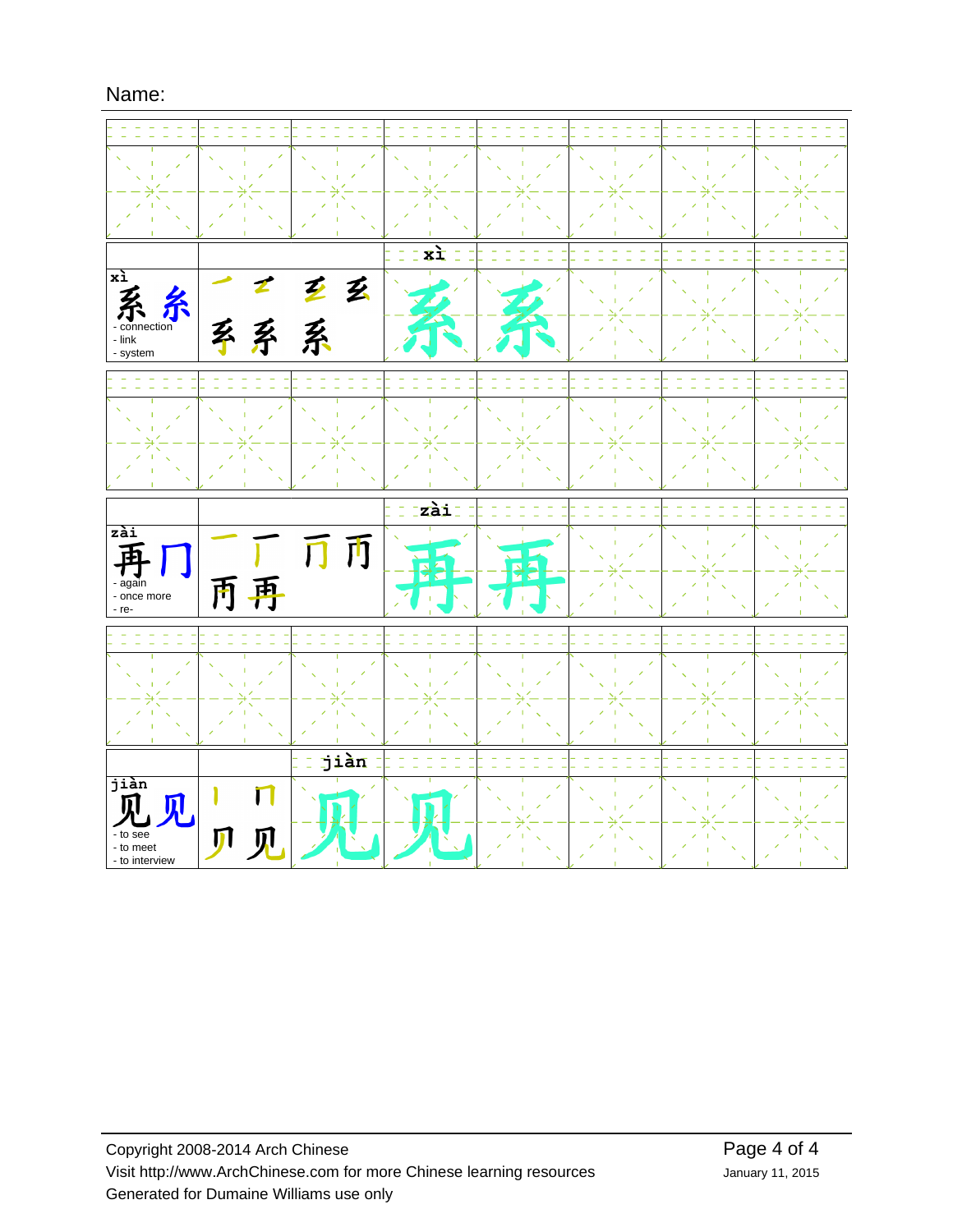Name:

xì

系 糸

- connection
- link
- system

xì

系 系

zài

再 冂

- again
- once more
- re-

zài

再 再

jiàn

见 见

- to see
- to meet
- to interview

jiàn

见 见

Copyright 2008-2014 Arch Chinese
Visit http://www.ArchChinese.com for more Chinese learning resources
Generated for Dumaine Williams use only

January 11, 2015